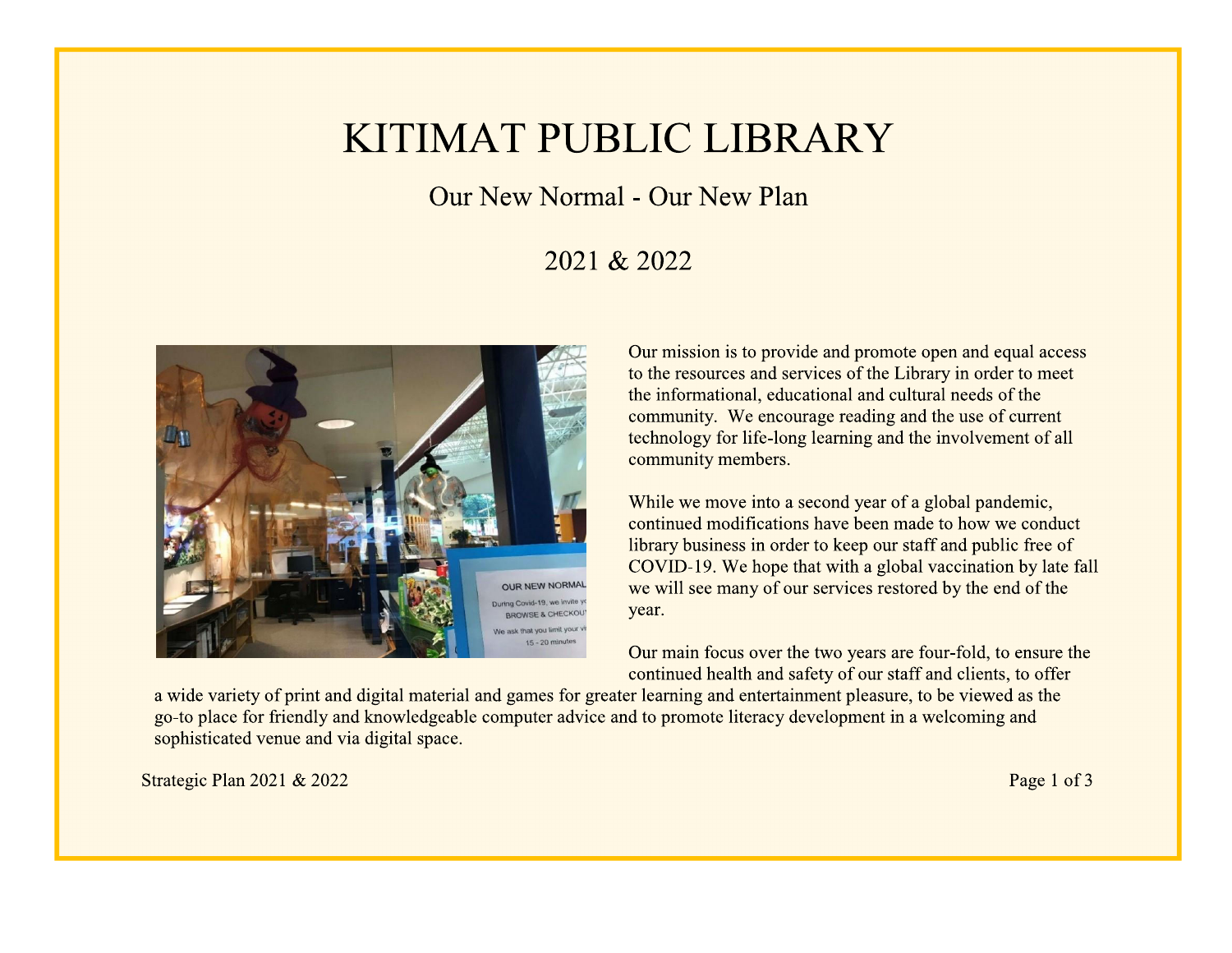# KITIMAT PUBLIC LIBRARY

## Our New Normal - Our New Plan

## 2021 & 2022

Our mission is to provide and promote open and equal access to the resources and services of the Library in order to meet the informational, educational and cultural needs of the community. We encourage reading and the use of current technology for life-long learning and the involvement of all community members.

While we move into a second year of a global pandemic, continued modifications have been made to how we conduct library business in order to keep our staff and public free of COVID-19. We hope that with a global vaccination by late fall we will see many of our services restored by the end of the year.

Our main focus over the two years are four-fold, to ensure the continued health and safety of our staff and clients, to offer a wide variety of print and digital material and games for greater learning and entertainment pleasure, to be viewed as the go-to place for friendly and knowledgeable computer advice and to promote literacy development in a welcoming and sophisticated venue and via digital space.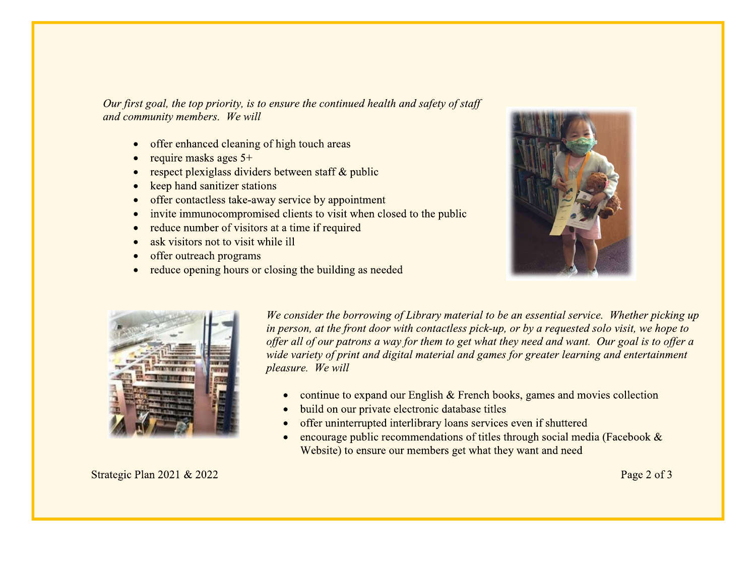*Our first goal, the top priority, is to ensure the continued health and safety of staff and community members. We will*

- offer enhanced cleaning of high touch areas
- require masks ages 5+
- respect plexiglass dividers between staff & public
- keep hand sanitizer stations
- offer contactless take-away service by appointment
- invite immunocompromised clients to visit when closed to the public
- reduce number of visitors at a time if required
- ask visitors not to visit while ill
- offer outreach programs
- reduce opening hours or closing the building as needed

*We consider the borrowing of Library material to be an essential service. Whether picking up in person, at the front door with contactless pick-up, or by a requested solo visit, we hope to offer all of our patrons a way for them to get what they need and want. Our goal is to offer a wide variety of print and digital material and games for greater learning and entertainment pleasure. We will*

- continue to expand our English & French books, games and movies collection
- build on our private electronic database titles
- offer uninterrupted interlibrary loans services even if shuttered
- encourage public recommendations of titles through social media (Facebook & Website) to ensure our members get what they want and need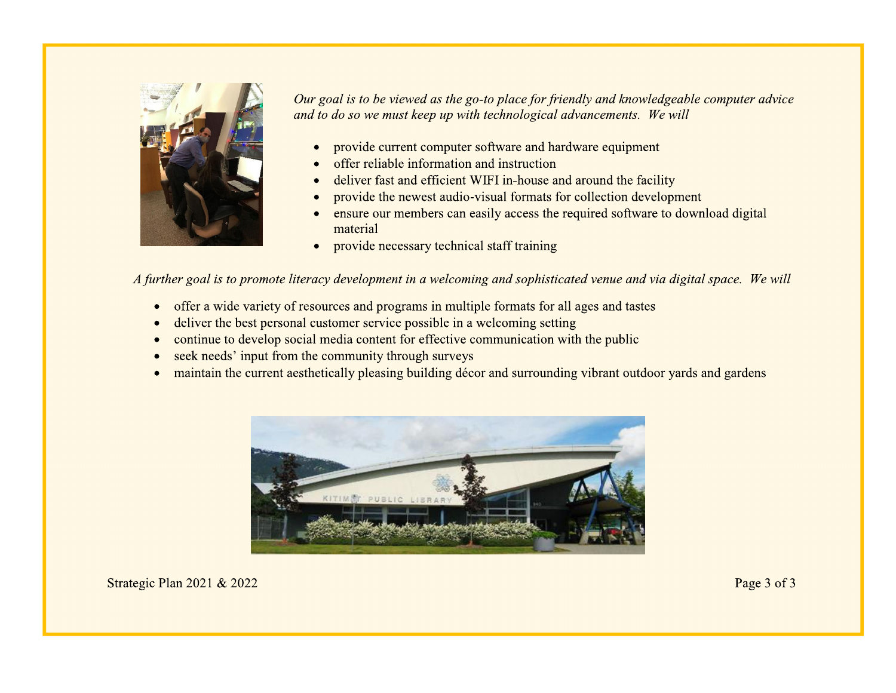*Our goal is to be viewed as the go-to place for friendly and knowledgeable computer advice and to do so we must keep up with technological advancements. We will*

- provide current computer software and hardware equipment
- offer reliable information and instruction
- deliver fast and efficient WIFI in-house and around the facility
- provide the newest audio-visual formats for collection development
- ensure our members can easily access the required software to download digital material
- provide necessary technical staff training

*A further goal is to promote literacy development in a welcoming and sophisticated venue and via digital space. We will*

- offer a wide variety of resources and programs in multiple formats for all ages and tastes
- deliver the best personal customer service possible in a welcoming setting
- continue to develop social media content for effective communication with the public
- seek needs' input from the community through surveys
- maintain the current aesthetically pleasing building décor and surrounding vibrant outdoor yards and gardens